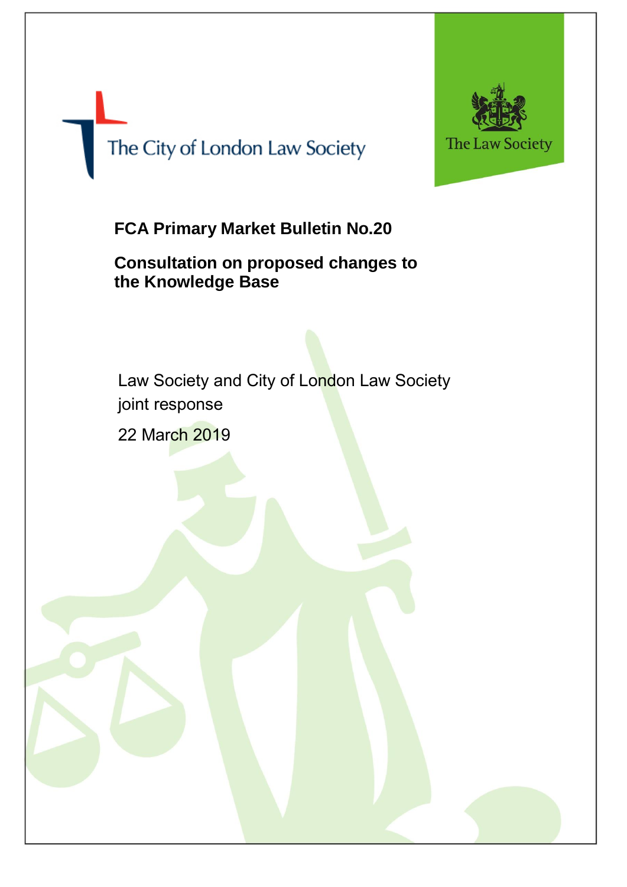The City of London Law Society

The Law Society

# FCA Primary Market Bulletin No.20

## Consultation on proposed changes to the Knowledge Base

Law Society and City of London Law Society joint response

22 March 2019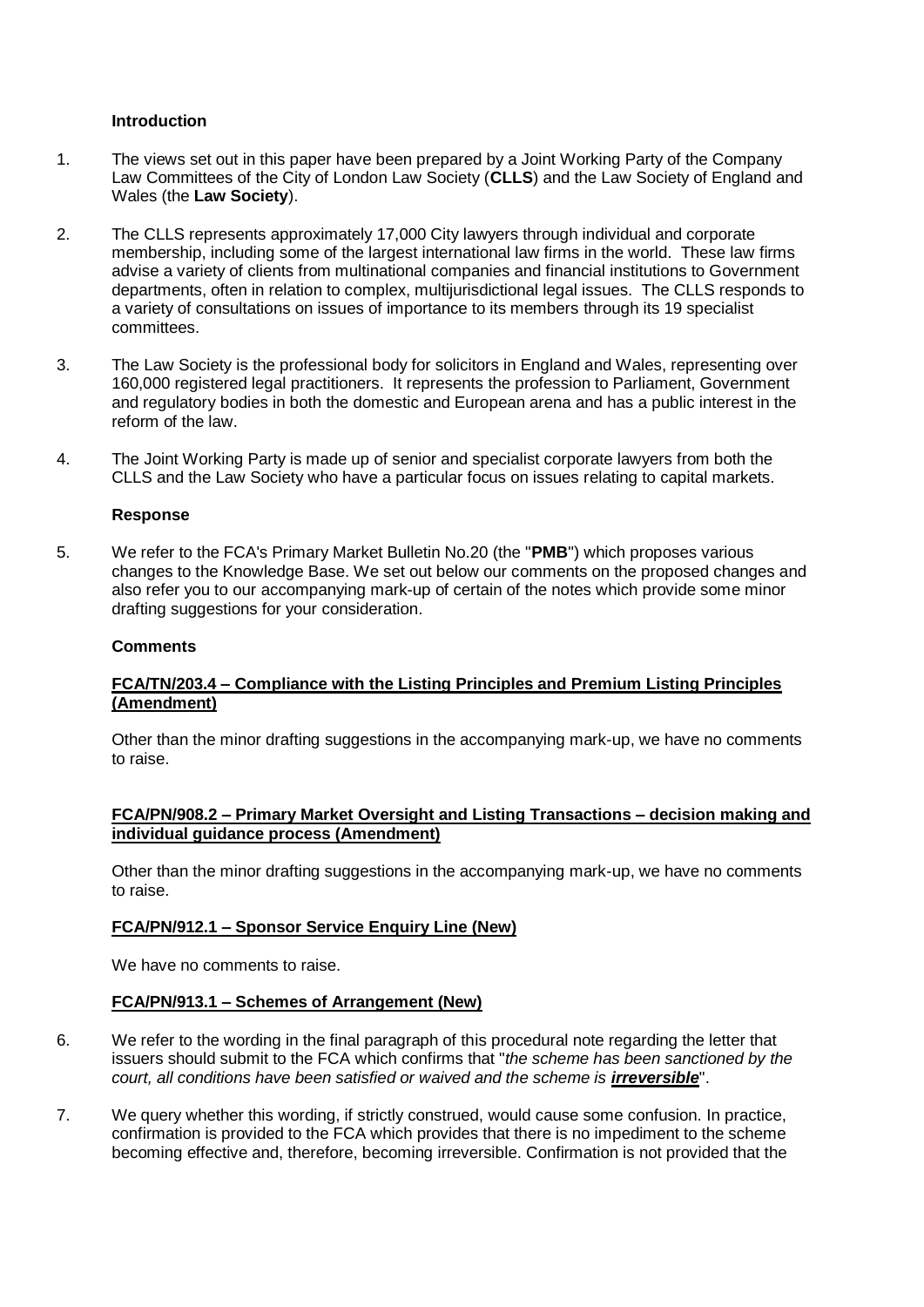**Introduction**

1. The views set out in this paper have been prepared by a Joint Working Party of the Company Law Committees of the City of London Law Society (**CLLS**) and the Law Society of England and Wales (the **Law Society**).

2. The CLLS represents approximately 17,000 City lawyers through individual and corporate membership, including some of the largest international law firms in the world. These law firms advise a variety of clients from multinational companies and financial institutions to Government departments, often in relation to complex, multijurisdictional legal issues. The CLLS responds to a variety of consultations on issues of importance to its members through its 19 specialist committees.

3. The Law Society is the professional body for solicitors in England and Wales, representing over 160,000 registered legal practitioners. It represents the profession to Parliament, Government and regulatory bodies in both the domestic and European arena and has a public interest in the reform of the law.

4. The Joint Working Party is made up of senior and specialist corporate lawyers from both the CLLS and the Law Society who have a particular focus on issues relating to capital markets.

**Response**

5. We refer to the FCA's Primary Market Bulletin No.20 (the "**PMB**") which proposes various changes to the Knowledge Base. We set out below our comments on the proposed changes and also refer you to our accompanying mark-up of certain of the notes which provide some minor drafting suggestions for your consideration.

**Comments**

**FCA/TN/203.4 – Compliance with the Listing Principles and Premium Listing Principles (Amendment)**

Other than the minor drafting suggestions in the accompanying mark-up, we have no comments to raise.

**FCA/PN/908.2 – Primary Market Oversight and Listing Transactions – decision making and individual guidance process (Amendment)**

Other than the minor drafting suggestions in the accompanying mark-up, we have no comments to raise.

**FCA/PN/912.1 – Sponsor Service Enquiry Line (New)**

We have no comments to raise.

**FCA/PN/913.1 – Schemes of Arrangement (New)**

6. We refer to the wording in the final paragraph of this procedural note regarding the letter that issuers should submit to the FCA which confirms that "*the scheme has been sanctioned by the court, all conditions have been satisfied or waived and the scheme is **irreversible***".

7. We query whether this wording, if strictly construed, would cause some confusion. In practice, confirmation is provided to the FCA which provides that there is no impediment to the scheme becoming effective and, therefore, becoming irreversible. Confirmation is not provided that the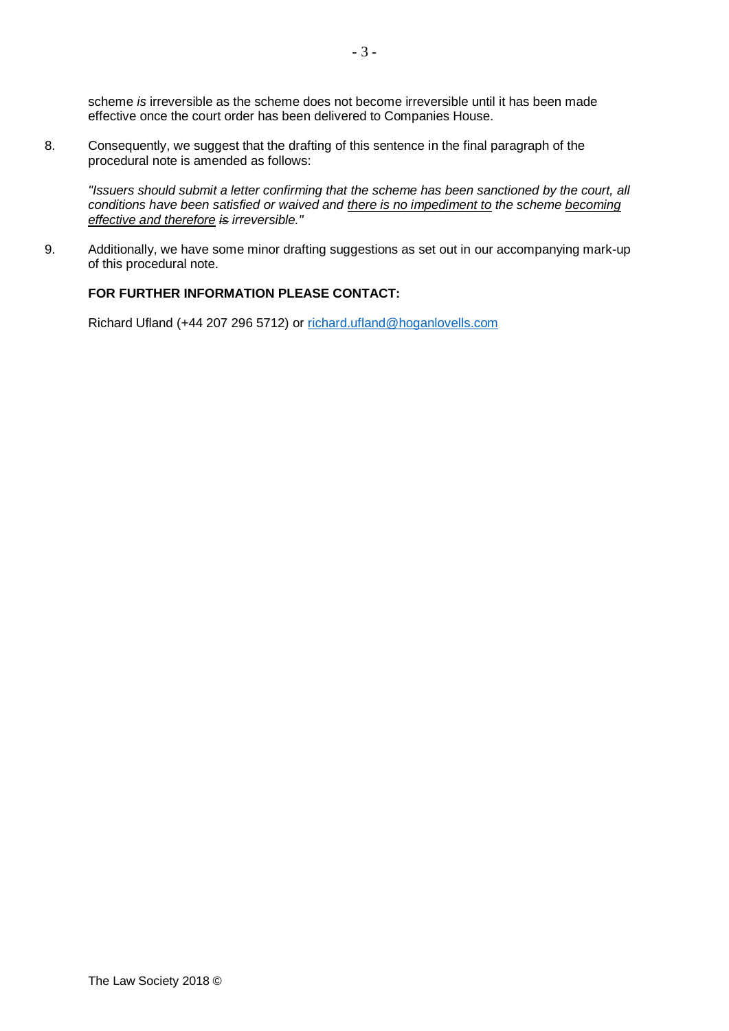scheme *is* irreversible as the scheme does not become irreversible until it has been made effective once the court order has been delivered to Companies House.

8. Consequently, we suggest that the drafting of this sentence in the final paragraph of the procedural note is amended as follows:

   *"Issuers should submit a letter confirming that the scheme has been sanctioned by the court, all conditions have been satisfied or waived and <u>there is no impediment to</u> the scheme <u>becoming effective and therefore</u> ~~is~~ irreversible."*

9. Additionally, we have some minor drafting suggestions as set out in our accompanying mark-up of this procedural note.

**FOR FURTHER INFORMATION PLEASE CONTACT:**

Richard Ufland (+44 207 296 5712) or [richard.ufland@hoganlovells.com](mailto:richard.ufland@hoganlovells.com)

The Law Society 2018 ©